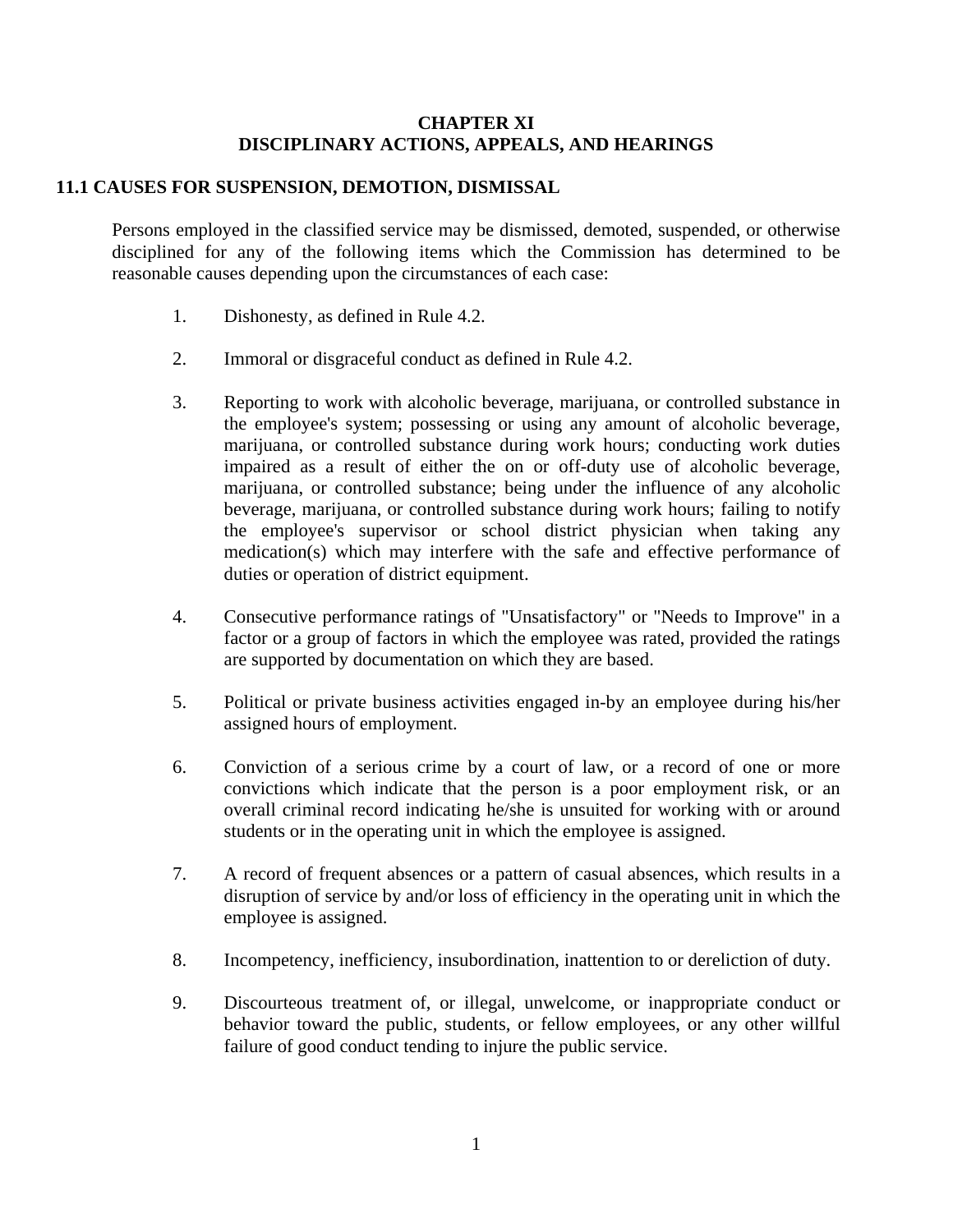# CHAPTER XI
# DISCIPLINARY ACTIONS, APPEALS, AND HEARINGS

## 11.1 CAUSES FOR SUSPENSION, DEMOTION, DISMISSAL

Persons employed in the classified service may be dismissed, demoted, suspended, or otherwise disciplined for any of the following items which the Commission has determined to be reasonable causes depending upon the circumstances of each case:

1. Dishonesty, as defined in Rule 4.2.

2. Immoral or disgraceful conduct as defined in Rule 4.2.

3. Reporting to work with alcoholic beverage, marijuana, or controlled substance in the employee's system; possessing or using any amount of alcoholic beverage, marijuana, or controlled substance during work hours; conducting work duties impaired as a result of either the on or off-duty use of alcoholic beverage, marijuana, or controlled substance; being under the influence of any alcoholic beverage, marijuana, or controlled substance during work hours; failing to notify the employee's supervisor or school district physician when taking any medication(s) which may interfere with the safe and effective performance of duties or operation of district equipment.

4. Consecutive performance ratings of "Unsatisfactory" or "Needs to Improve" in a factor or a group of factors in which the employee was rated, provided the ratings are supported by documentation on which they are based.

5. Political or private business activities engaged in-by an employee during his/her assigned hours of employment.

6. Conviction of a serious crime by a court of law, or a record of one or more convictions which indicate that the person is a poor employment risk, or an overall criminal record indicating he/she is unsuited for working with or around students or in the operating unit in which the employee is assigned.

7. A record of frequent absences or a pattern of casual absences, which results in a disruption of service by and/or loss of efficiency in the operating unit in which the employee is assigned.

8. Incompetency, inefficiency, insubordination, inattention to or dereliction of duty.

9. Discourteous treatment of, or illegal, unwelcome, or inappropriate conduct or behavior toward the public, students, or fellow employees, or any other willful failure of good conduct tending to injure the public service.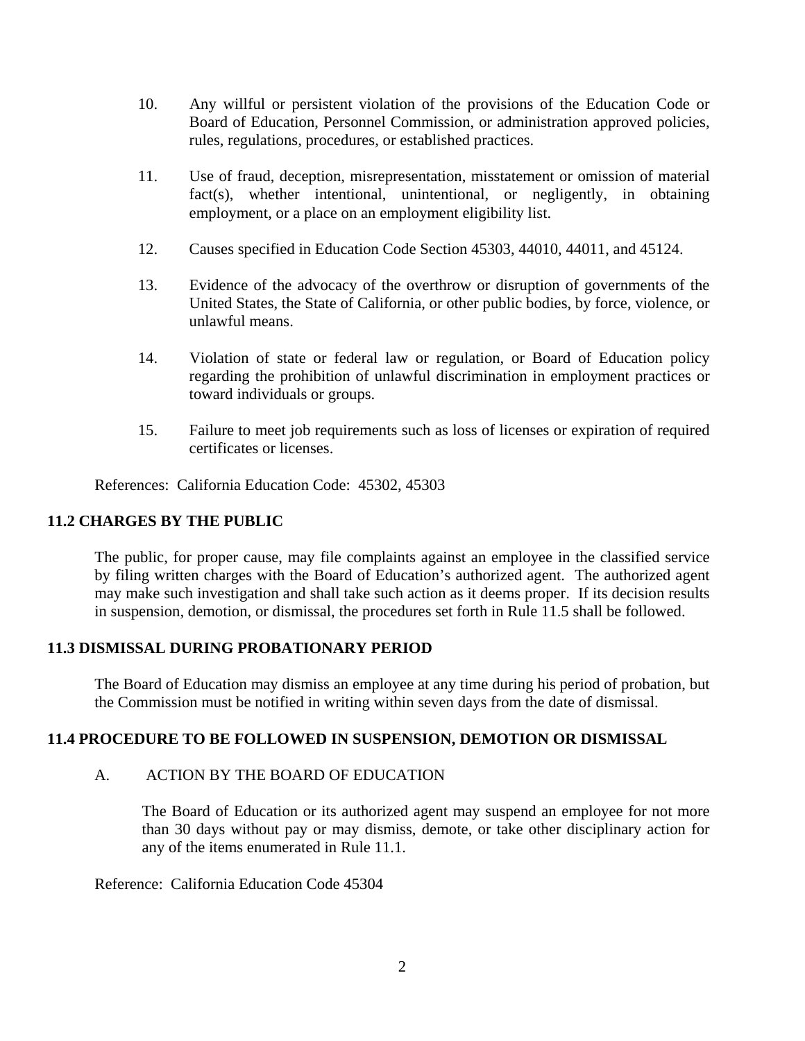10. Any willful or persistent violation of the provisions of the Education Code or Board of Education, Personnel Commission, or administration approved policies, rules, regulations, procedures, or established practices.

11. Use of fraud, deception, misrepresentation, misstatement or omission of material fact(s), whether intentional, unintentional, or negligently, in obtaining employment, or a place on an employment eligibility list.

12. Causes specified in Education Code Section 45303, 44010, 44011, and 45124.

13. Evidence of the advocacy of the overthrow or disruption of governments of the United States, the State of California, or other public bodies, by force, violence, or unlawful means.

14. Violation of state or federal law or regulation, or Board of Education policy regarding the prohibition of unlawful discrimination in employment practices or toward individuals or groups.

15. Failure to meet job requirements such as loss of licenses or expiration of required certificates or licenses.

References: California Education Code: 45302, 45303

**11.2 CHARGES BY THE PUBLIC**

The public, for proper cause, may file complaints against an employee in the classified service by filing written charges with the Board of Education's authorized agent. The authorized agent may make such investigation and shall take such action as it deems proper. If its decision results in suspension, demotion, or dismissal, the procedures set forth in Rule 11.5 shall be followed.

**11.3 DISMISSAL DURING PROBATIONARY PERIOD**

The Board of Education may dismiss an employee at any time during his period of probation, but the Commission must be notified in writing within seven days from the date of dismissal.

**11.4 PROCEDURE TO BE FOLLOWED IN SUSPENSION, DEMOTION OR DISMISSAL**

A. ACTION BY THE BOARD OF EDUCATION

The Board of Education or its authorized agent may suspend an employee for not more than 30 days without pay or may dismiss, demote, or take other disciplinary action for any of the items enumerated in Rule 11.1.

Reference: California Education Code 45304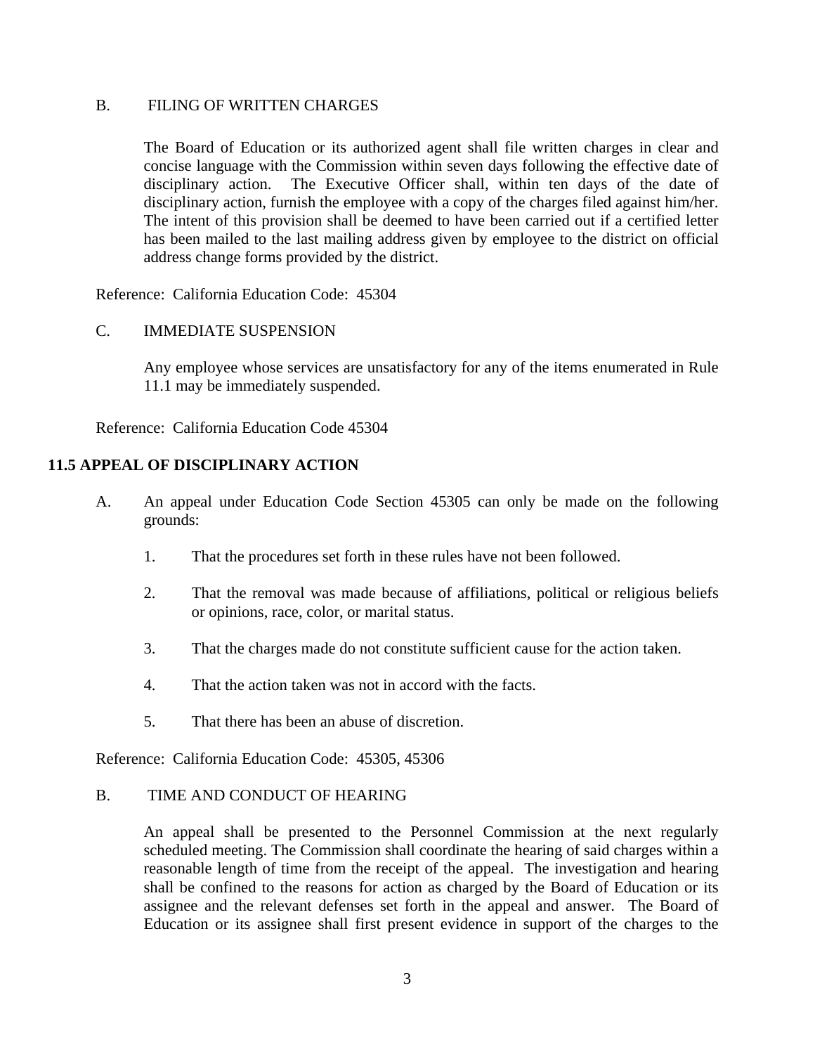B. FILING OF WRITTEN CHARGES

The Board of Education or its authorized agent shall file written charges in clear and concise language with the Commission within seven days following the effective date of disciplinary action. The Executive Officer shall, within ten days of the date of disciplinary action, furnish the employee with a copy of the charges filed against him/her. The intent of this provision shall be deemed to have been carried out if a certified letter has been mailed to the last mailing address given by employee to the district on official address change forms provided by the district.

Reference: California Education Code: 45304

C. IMMEDIATE SUSPENSION

Any employee whose services are unsatisfactory for any of the items enumerated in Rule 11.1 may be immediately suspended.

Reference: California Education Code 45304

## 11.5 APPEAL OF DISCIPLINARY ACTION

A. An appeal under Education Code Section 45305 can only be made on the following grounds:

1. That the procedures set forth in these rules have not been followed.
2. That the removal was made because of affiliations, political or religious beliefs or opinions, race, color, or marital status.
3. That the charges made do not constitute sufficient cause for the action taken.
4. That the action taken was not in accord with the facts.
5. That there has been an abuse of discretion.

Reference: California Education Code: 45305, 45306

B. TIME AND CONDUCT OF HEARING

An appeal shall be presented to the Personnel Commission at the next regularly scheduled meeting. The Commission shall coordinate the hearing of said charges within a reasonable length of time from the receipt of the appeal. The investigation and hearing shall be confined to the reasons for action as charged by the Board of Education or its assignee and the relevant defenses set forth in the appeal and answer. The Board of Education or its assignee shall first present evidence in support of the charges to the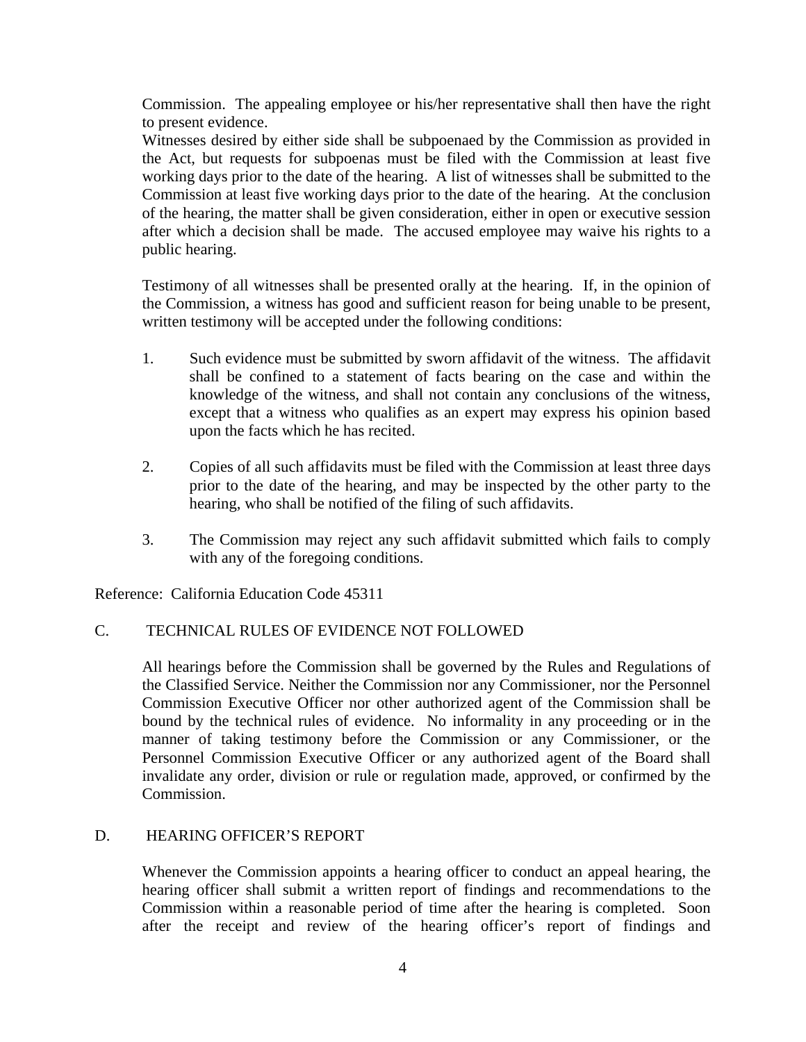Commission. The appealing employee or his/her representative shall then have the right to present evidence.

Witnesses desired by either side shall be subpoenaed by the Commission as provided in the Act, but requests for subpoenas must be filed with the Commission at least five working days prior to the date of the hearing. A list of witnesses shall be submitted to the Commission at least five working days prior to the date of the hearing. At the conclusion of the hearing, the matter shall be given consideration, either in open or executive session after which a decision shall be made. The accused employee may waive his rights to a public hearing.

Testimony of all witnesses shall be presented orally at the hearing. If, in the opinion of the Commission, a witness has good and sufficient reason for being unable to be present, written testimony will be accepted under the following conditions:

1. Such evidence must be submitted by sworn affidavit of the witness. The affidavit shall be confined to a statement of facts bearing on the case and within the knowledge of the witness, and shall not contain any conclusions of the witness, except that a witness who qualifies as an expert may express his opinion based upon the facts which he has recited.

2. Copies of all such affidavits must be filed with the Commission at least three days prior to the date of the hearing, and may be inspected by the other party to the hearing, who shall be notified of the filing of such affidavits.

3. The Commission may reject any such affidavit submitted which fails to comply with any of the foregoing conditions.

Reference: California Education Code 45311

C. TECHNICAL RULES OF EVIDENCE NOT FOLLOWED

All hearings before the Commission shall be governed by the Rules and Regulations of the Classified Service. Neither the Commission nor any Commissioner, nor the Personnel Commission Executive Officer nor other authorized agent of the Commission shall be bound by the technical rules of evidence. No informality in any proceeding or in the manner of taking testimony before the Commission or any Commissioner, or the Personnel Commission Executive Officer or any authorized agent of the Board shall invalidate any order, division or rule or regulation made, approved, or confirmed by the Commission.

D. HEARING OFFICER'S REPORT

Whenever the Commission appoints a hearing officer to conduct an appeal hearing, the hearing officer shall submit a written report of findings and recommendations to the Commission within a reasonable period of time after the hearing is completed. Soon after the receipt and review of the hearing officer's report of findings and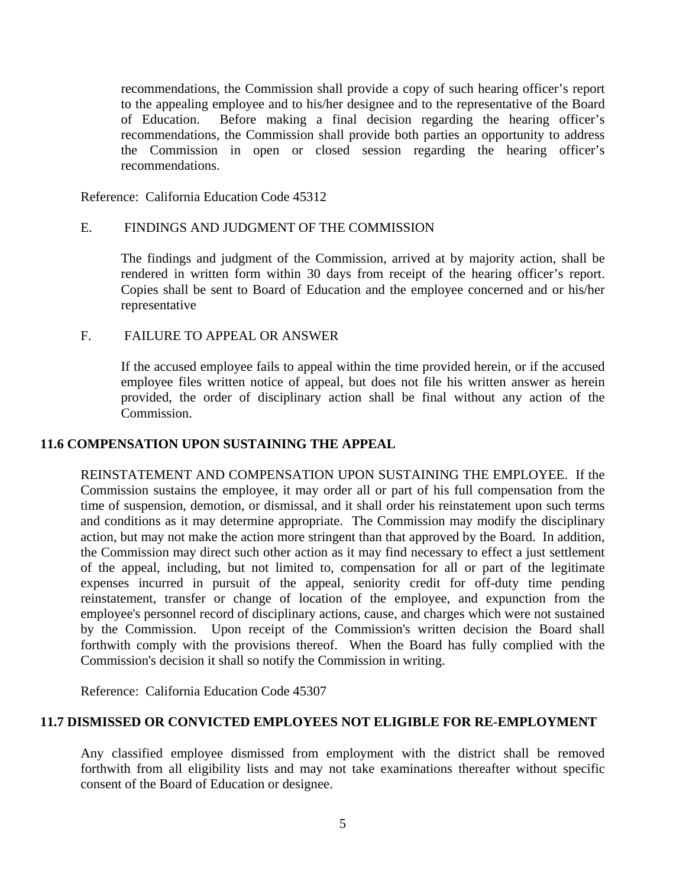recommendations, the Commission shall provide a copy of such hearing officer's report to the appealing employee and to his/her designee and to the representative of the Board of Education. Before making a final decision regarding the hearing officer's recommendations, the Commission shall provide both parties an opportunity to address the Commission in open or closed session regarding the hearing officer's recommendations.

Reference: California Education Code 45312

E. FINDINGS AND JUDGMENT OF THE COMMISSION

The findings and judgment of the Commission, arrived at by majority action, shall be rendered in written form within 30 days from receipt of the hearing officer's report. Copies shall be sent to Board of Education and the employee concerned and or his/her representative

F. FAILURE TO APPEAL OR ANSWER

If the accused employee fails to appeal within the time provided herein, or if the accused employee files written notice of appeal, but does not file his written answer as herein provided, the order of disciplinary action shall be final without any action of the Commission.

### 11.6 COMPENSATION UPON SUSTAINING THE APPEAL

REINSTATEMENT AND COMPENSATION UPON SUSTAINING THE EMPLOYEE. If the Commission sustains the employee, it may order all or part of his full compensation from the time of suspension, demotion, or dismissal, and it shall order his reinstatement upon such terms and conditions as it may determine appropriate. The Commission may modify the disciplinary action, but may not make the action more stringent than that approved by the Board. In addition, the Commission may direct such other action as it may find necessary to effect a just settlement of the appeal, including, but not limited to, compensation for all or part of the legitimate expenses incurred in pursuit of the appeal, seniority credit for off-duty time pending reinstatement, transfer or change of location of the employee, and expunction from the employee's personnel record of disciplinary actions, cause, and charges which were not sustained by the Commission. Upon receipt of the Commission's written decision the Board shall forthwith comply with the provisions thereof. When the Board has fully complied with the Commission's decision it shall so notify the Commission in writing.

Reference: California Education Code 45307

### 11.7 DISMISSED OR CONVICTED EMPLOYEES NOT ELIGIBLE FOR RE-EMPLOYMENT

Any classified employee dismissed from employment with the district shall be removed forthwith from all eligibility lists and may not take examinations thereafter without specific consent of the Board of Education or designee.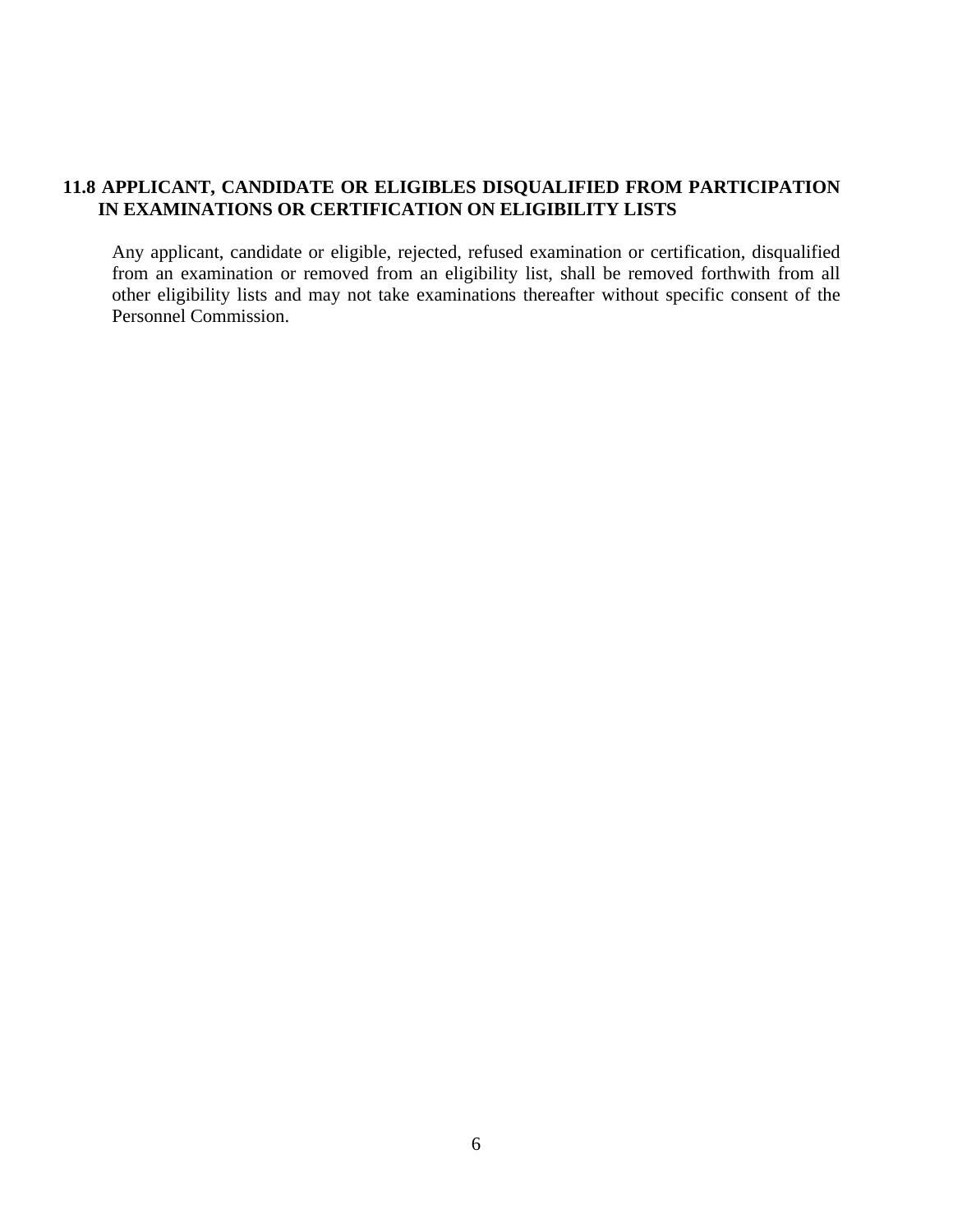## 11.8 APPLICANT, CANDIDATE OR ELIGIBLES DISQUALIFIED FROM PARTICIPATION IN EXAMINATIONS OR CERTIFICATION ON ELIGIBILITY LISTS

Any applicant, candidate or eligible, rejected, refused examination or certification, disqualified from an examination or removed from an eligibility list, shall be removed forthwith from all other eligibility lists and may not take examinations thereafter without specific consent of the Personnel Commission.